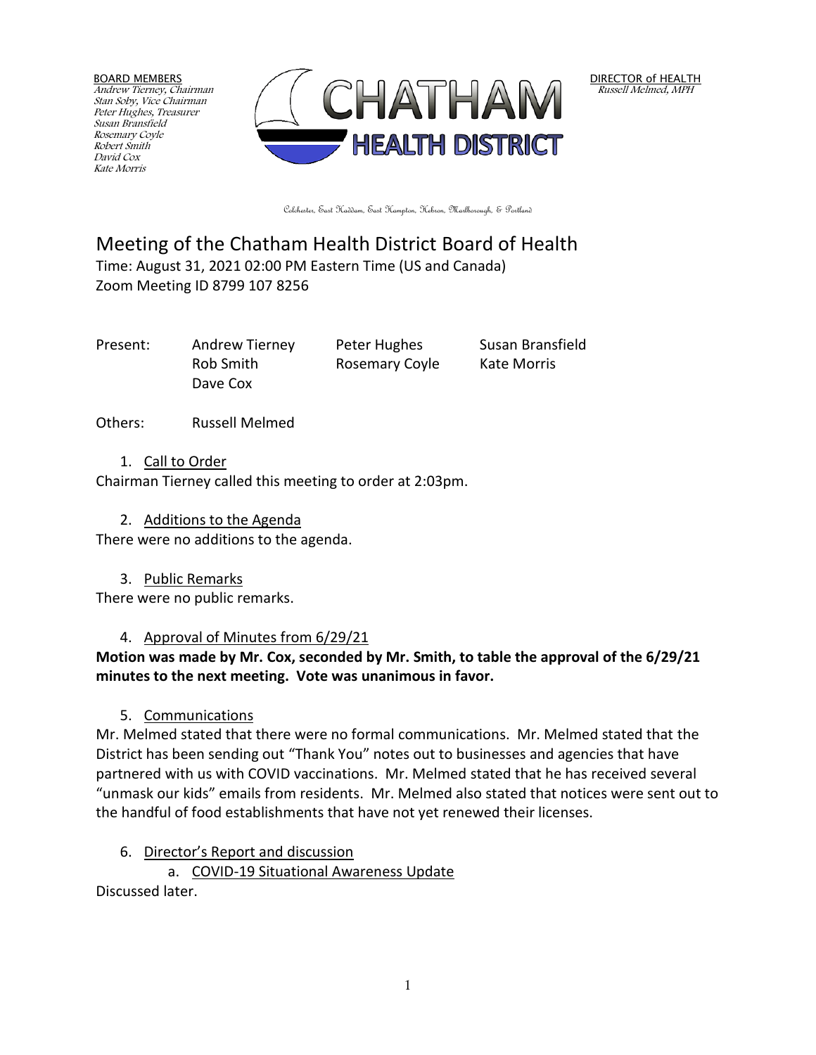BOARD MEMBERS
*Andrew Tierney, Chairman*
*Stan Soby, Vice Chairman*
*Peter Hughes, Treasurer*
*Susan Bransfield*
*Rosemary Coyle*
*Robert Smith*
*David Cox*
*Kate Morris*

**CHATHAM HEALTH DISTRICT**

DIRECTOR of HEALTH
*Russell Melmed, MPH*

Colchester, East Haddam, East Hampton, Hebron, Marlborough, & Portland

# Meeting of the Chatham Health District Board of Health

Time: August 31, 2021 02:00 PM Eastern Time (US and Canada)
Zoom Meeting ID 8799 107 8256

Present: Andrew Tierney, Peter Hughes, Susan Bransfield, Rob Smith, Rosemary Coyle, Kate Morris, Dave Cox

Others: Russell Melmed

1. Call to Order

Chairman Tierney called this meeting to order at 2:03pm.

2. Additions to the Agenda

There were no additions to the agenda.

3. Public Remarks

There were no public remarks.

4. Approval of Minutes from 6/29/21

**Motion was made by Mr. Cox, seconded by Mr. Smith, to table the approval of the 6/29/21 minutes to the next meeting. Vote was unanimous in favor.**

5. Communications

Mr. Melmed stated that there were no formal communications. Mr. Melmed stated that the District has been sending out "Thank You" notes out to businesses and agencies that have partnered with us with COVID vaccinations. Mr. Melmed stated that he has received several "unmask our kids" emails from residents. Mr. Melmed also stated that notices were sent out to the handful of food establishments that have not yet renewed their licenses.

6. Director's Report and discussion

   a. COVID-19 Situational Awareness Update

Discussed later.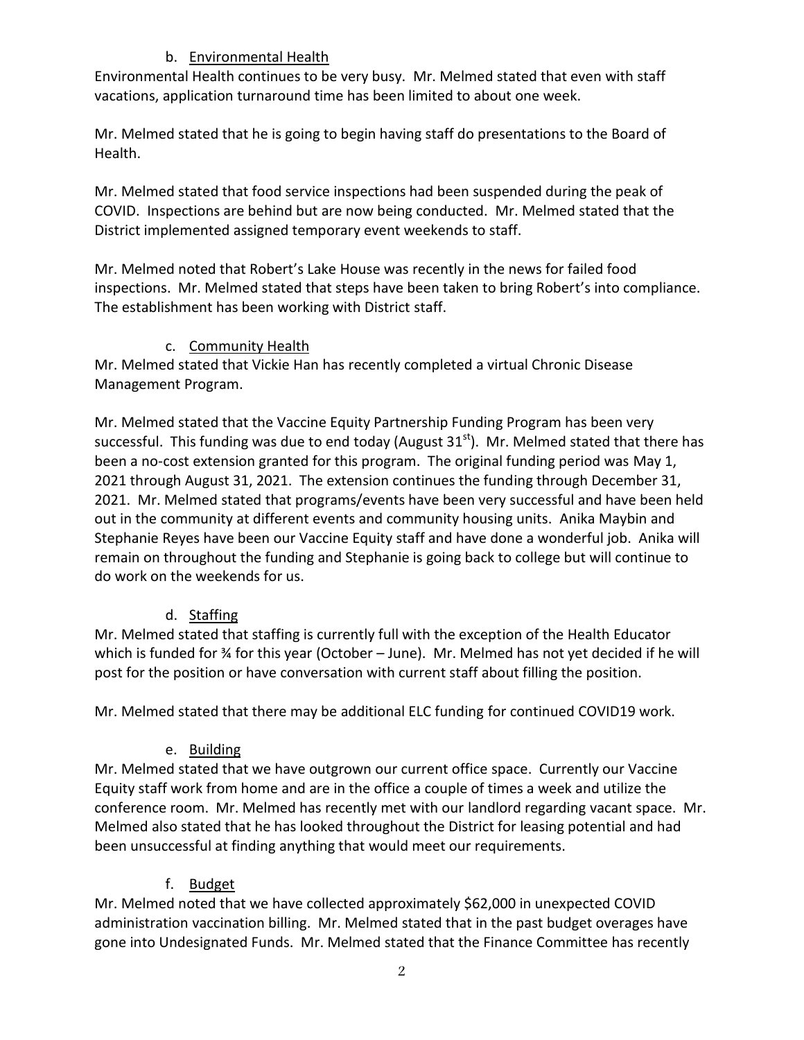b. Environmental Health

Environmental Health continues to be very busy. Mr. Melmed stated that even with staff vacations, application turnaround time has been limited to about one week.

Mr. Melmed stated that he is going to begin having staff do presentations to the Board of Health.

Mr. Melmed stated that food service inspections had been suspended during the peak of COVID. Inspections are behind but are now being conducted. Mr. Melmed stated that the District implemented assigned temporary event weekends to staff.

Mr. Melmed noted that Robert's Lake House was recently in the news for failed food inspections. Mr. Melmed stated that steps have been taken to bring Robert's into compliance. The establishment has been working with District staff.

c. Community Health

Mr. Melmed stated that Vickie Han has recently completed a virtual Chronic Disease Management Program.

Mr. Melmed stated that the Vaccine Equity Partnership Funding Program has been very successful. This funding was due to end today (August 31st). Mr. Melmed stated that there has been a no-cost extension granted for this program. The original funding period was May 1, 2021 through August 31, 2021. The extension continues the funding through December 31, 2021. Mr. Melmed stated that programs/events have been very successful and have been held out in the community at different events and community housing units. Anika Maybin and Stephanie Reyes have been our Vaccine Equity staff and have done a wonderful job. Anika will remain on throughout the funding and Stephanie is going back to college but will continue to do work on the weekends for us.

d. Staffing

Mr. Melmed stated that staffing is currently full with the exception of the Health Educator which is funded for ¾ for this year (October – June). Mr. Melmed has not yet decided if he will post for the position or have conversation with current staff about filling the position.

Mr. Melmed stated that there may be additional ELC funding for continued COVID19 work.

e. Building

Mr. Melmed stated that we have outgrown our current office space. Currently our Vaccine Equity staff work from home and are in the office a couple of times a week and utilize the conference room. Mr. Melmed has recently met with our landlord regarding vacant space. Mr. Melmed also stated that he has looked throughout the District for leasing potential and had been unsuccessful at finding anything that would meet our requirements.

f. Budget

Mr. Melmed noted that we have collected approximately $62,000 in unexpected COVID administration vaccination billing. Mr. Melmed stated that in the past budget overages have gone into Undesignated Funds. Mr. Melmed stated that the Finance Committee has recently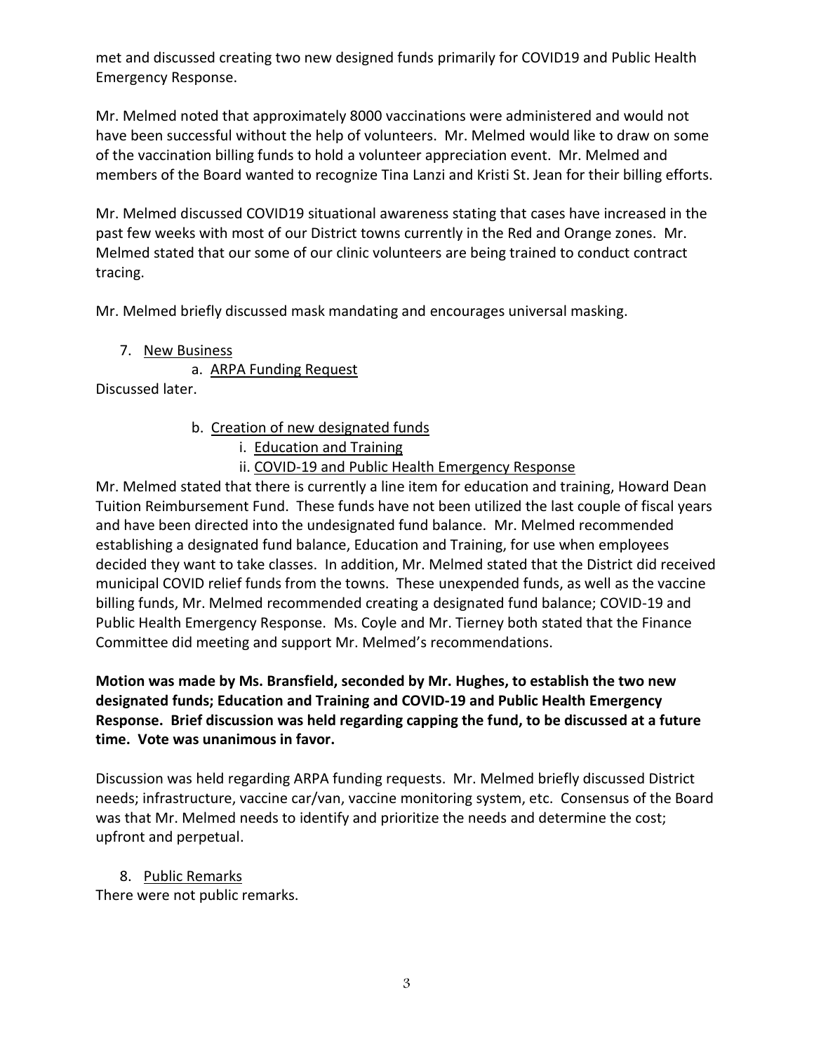met and discussed creating two new designed funds primarily for COVID19 and Public Health Emergency Response.

Mr. Melmed noted that approximately 8000 vaccinations were administered and would not have been successful without the help of volunteers. Mr. Melmed would like to draw on some of the vaccination billing funds to hold a volunteer appreciation event. Mr. Melmed and members of the Board wanted to recognize Tina Lanzi and Kristi St. Jean for their billing efforts.

Mr. Melmed discussed COVID19 situational awareness stating that cases have increased in the past few weeks with most of our District towns currently in the Red and Orange zones. Mr. Melmed stated that our some of our clinic volunteers are being trained to conduct contract tracing.

Mr. Melmed briefly discussed mask mandating and encourages universal masking.

7. <u>New Business</u>

   a. <u>ARPA Funding Request</u>

Discussed later.

   b. <u>Creation of new designated funds</u>

      i. <u>Education and Training</u>

      ii. <u>COVID-19 and Public Health Emergency Response</u>

Mr. Melmed stated that there is currently a line item for education and training, Howard Dean Tuition Reimbursement Fund. These funds have not been utilized the last couple of fiscal years and have been directed into the undesignated fund balance. Mr. Melmed recommended establishing a designated fund balance, Education and Training, for use when employees decided they want to take classes. In addition, Mr. Melmed stated that the District did received municipal COVID relief funds from the towns. These unexpended funds, as well as the vaccine billing funds, Mr. Melmed recommended creating a designated fund balance; COVID-19 and Public Health Emergency Response. Ms. Coyle and Mr. Tierney both stated that the Finance Committee did meeting and support Mr. Melmed's recommendations.

**Motion was made by Ms. Bransfield, seconded by Mr. Hughes, to establish the two new designated funds; Education and Training and COVID-19 and Public Health Emergency Response. Brief discussion was held regarding capping the fund, to be discussed at a future time. Vote was unanimous in favor.**

Discussion was held regarding ARPA funding requests. Mr. Melmed briefly discussed District needs; infrastructure, vaccine car/van, vaccine monitoring system, etc. Consensus of the Board was that Mr. Melmed needs to identify and prioritize the needs and determine the cost; upfront and perpetual.

8. <u>Public Remarks</u>

There were not public remarks.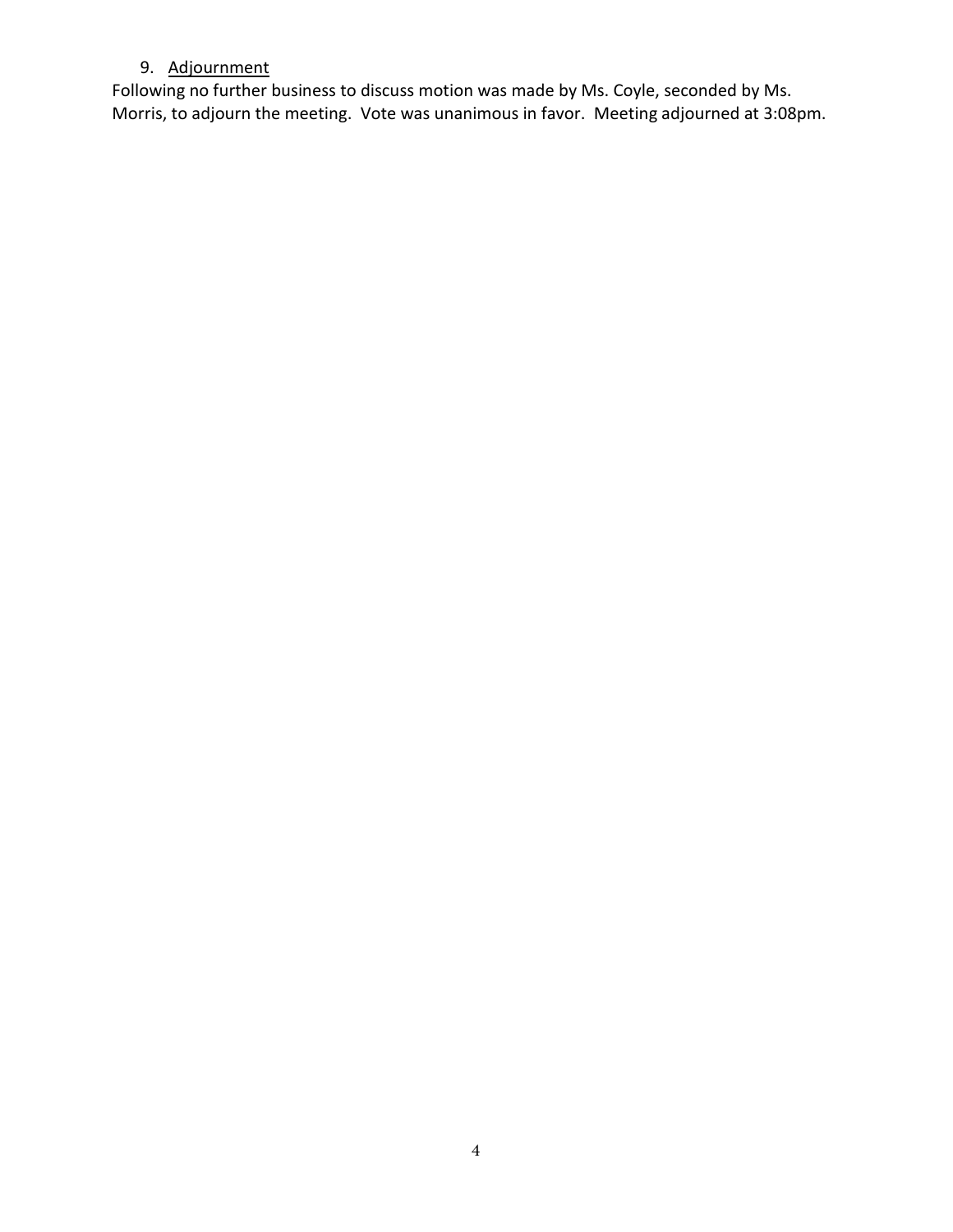9. <u>Adjournment</u>

Following no further business to discuss motion was made by Ms. Coyle, seconded by Ms. Morris, to adjourn the meeting. Vote was unanimous in favor. Meeting adjourned at 3:08pm.